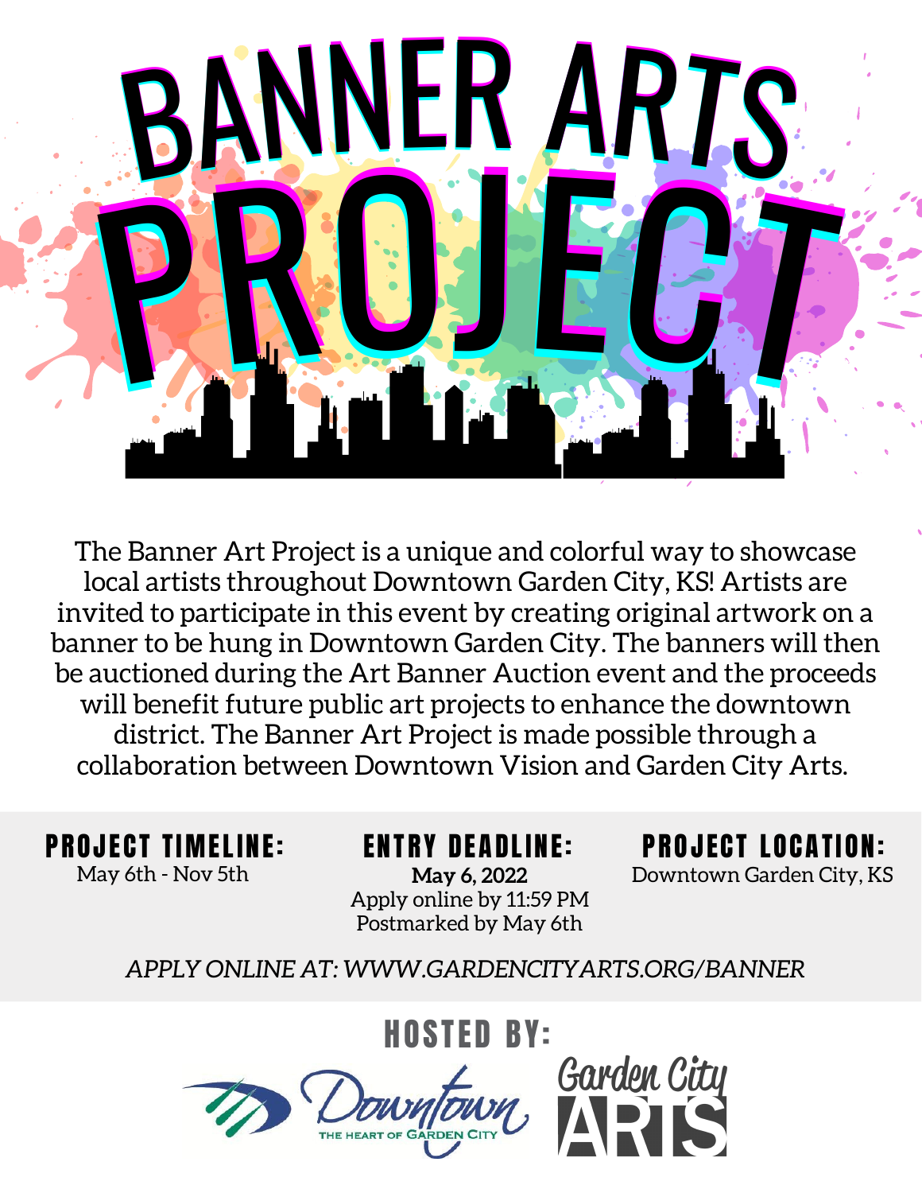# BANNER ARTS PROJECT

The Banner Art Project is a unique and colorful way to showcase local artists throughout Downtown Garden City, KS! Artists are invited to participate in this event by creating original artwork on a banner to be hung in Downtown Garden City. The banners will then be auctioned during the Art Banner Auction event and the proceeds will benefit future public art projects to enhance the downtown district. The Banner Art Project is made possible through a collaboration between Downtown Vision and Garden City Arts.

**PROJECT TIMELINE:**
May 6th - Nov 5th

**ENTRY DEADLINE:**
**May 6, 2022**
Apply online by 11:59 PM
Postmarked by May 6th

**PROJECT LOCATION:**
Downtown Garden City, KS

*APPLY ONLINE AT: WWW.GARDENCITYARTS.ORG/BANNER*

## HOSTED BY:

Downtown THE HEART OF GARDEN CITY

Garden City ARTS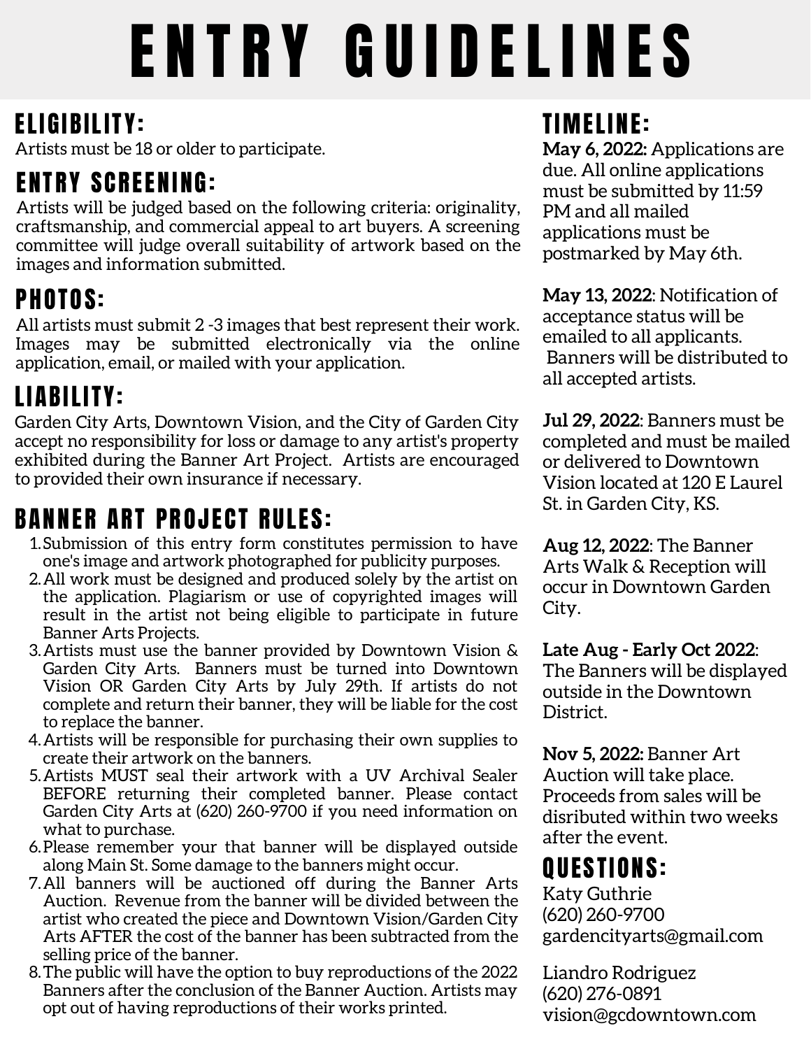# ENTRY GUIDELINES

## ELIGIBILITY:

Artists must be 18 or older to participate.

## ENTRY SCREENING:

Artists will be judged based on the following criteria: originality, craftsmanship, and commercial appeal to art buyers. A screening committee will judge overall suitability of artwork based on the images and information submitted.

## PHOTOS:

All artists must submit 2 -3 images that best represent their work. Images may be submitted electronically via the online application, email, or mailed with your application.

## LIABILITY:

Garden City Arts, Downtown Vision, and the City of Garden City accept no responsibility for loss or damage to any artist's property exhibited during the Banner Art Project. Artists are encouraged to provided their own insurance if necessary.

## BANNER ART PROJECT RULES:

1. Submission of this entry form constitutes permission to have one's image and artwork photographed for publicity purposes.
2. All work must be designed and produced solely by the artist on the application. Plagiarism or use of copyrighted images will result in the artist not being eligible to participate in future Banner Arts Projects.
3. Artists must use the banner provided by Downtown Vision & Garden City Arts. Banners must be turned into Downtown Vision OR Garden City Arts by July 29th. If artists do not complete and return their banner, they will be liable for the cost to replace the banner.
4. Artists will be responsible for purchasing their own supplies to create their artwork on the banners.
5. Artists MUST seal their artwork with a UV Archival Sealer BEFORE returning their completed banner. Please contact Garden City Arts at (620) 260-9700 if you need information on what to purchase.
6. Please remember your that banner will be displayed outside along Main St. Some damage to the banners might occur.
7. All banners will be auctioned off during the Banner Arts Auction. Revenue from the banner will be divided between the artist who created the piece and Downtown Vision/Garden City Arts AFTER the cost of the banner has been subtracted from the selling price of the banner.
8. The public will have the option to buy reproductions of the 2022 Banners after the conclusion of the Banner Auction. Artists may opt out of having reproductions of their works printed.

## TIMELINE:

**May 6, 2022:** Applications are due. All online applications must be submitted by 11:59 PM and all mailed applications must be postmarked by May 6th.

**May 13, 2022**: Notification of acceptance status will be emailed to all applicants. Banners will be distributed to all accepted artists.

**Jul 29, 2022**: Banners must be completed and must be mailed or delivered to Downtown Vision located at 120 E Laurel St. in Garden City, KS.

**Aug 12, 2022**: The Banner Arts Walk & Reception will occur in Downtown Garden City.

**Late Aug - Early Oct 2022**: The Banners will be displayed outside in the Downtown District.

**Nov 5, 2022:** Banner Art Auction will take place. Proceeds from sales will be disributed within two weeks after the event.

## QUESTIONS:

Katy Guthrie
(620) 260-9700
gardencityarts@gmail.com

Liandro Rodriguez
(620) 276-0891
vision@gcdowntown.com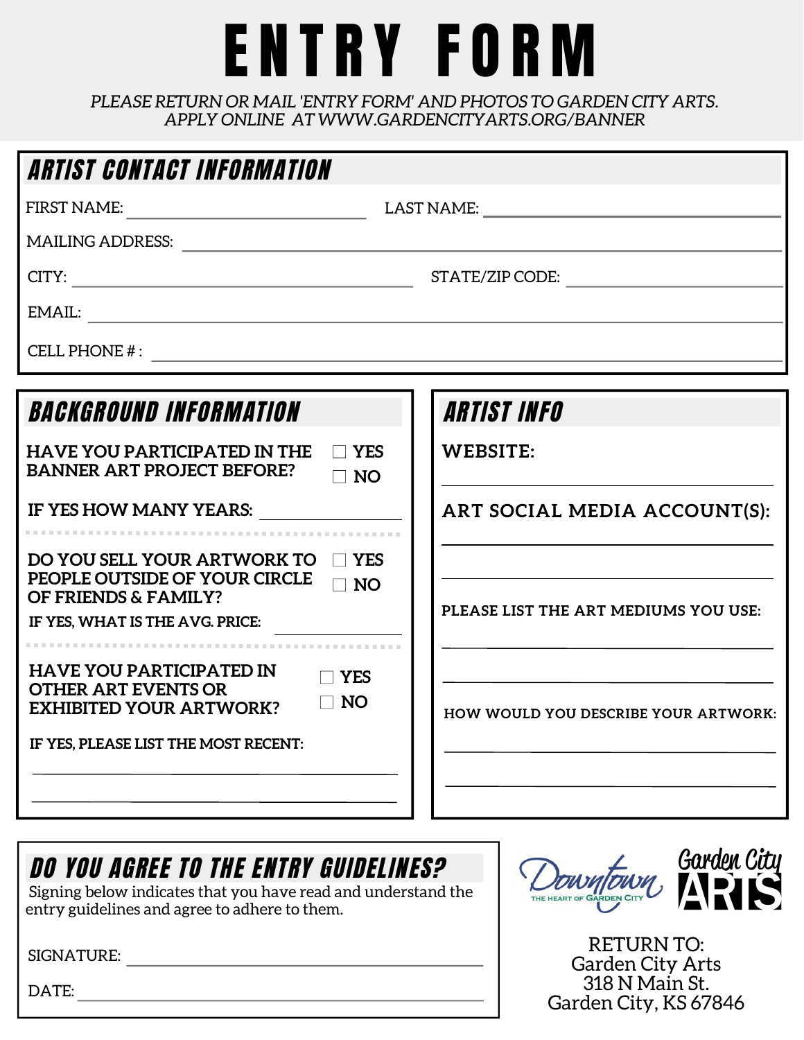# ENTRY FORM

*PLEASE RETURN OR MAIL 'ENTRY FORM' AND PHOTOS TO GARDEN CITY ARTS. APPLY ONLINE AT WWW.GARDENCITYARTS.ORG/BANNER*

## ARTIST CONTACT INFORMATION

FIRST NAME: ____________________ LAST NAME: ____________________

MAILING ADDRESS: ____________________

CITY: ____________________ STATE/ZIP CODE: ____________________

EMAIL: ____________________

CELL PHONE # : ____________________

## BACKGROUND INFORMATION

**HAVE YOU PARTICIPATED IN THE BANNER ART PROJECT BEFORE?** ☐ YES ☐ NO

**IF YES HOW MANY YEARS:** ____________________

**DO YOU SELL YOUR ARTWORK TO PEOPLE OUTSIDE OF YOUR CIRCLE OF FRIENDS & FAMILY?** ☐ YES ☐ NO

**IF YES, WHAT IS THE AVG. PRICE:** ____________________

**HAVE YOU PARTICIPATED IN OTHER ART EVENTS OR EXHIBITED YOUR ARTWORK?** ☐ YES ☐ NO

**IF YES, PLEASE LIST THE MOST RECENT:**

____________________

____________________

## ARTIST INFO

**WEBSITE:**

____________________

**ART SOCIAL MEDIA ACCOUNT(S):**

____________________

____________________

**PLEASE LIST THE ART MEDIUMS YOU USE:**

____________________

____________________

**HOW WOULD YOU DESCRIBE YOUR ARTWORK:**

____________________

____________________

## DO YOU AGREE TO THE ENTRY GUIDELINES?

Signing below indicates that you have read and understand the entry guidelines and agree to adhere to them.

SIGNATURE: ____________________

DATE: ____________________

Downtown
THE HEART OF GARDEN CITY

Garden City ARTS

RETURN TO:
Garden City Arts
318 N Main St.
Garden City, KS 67846